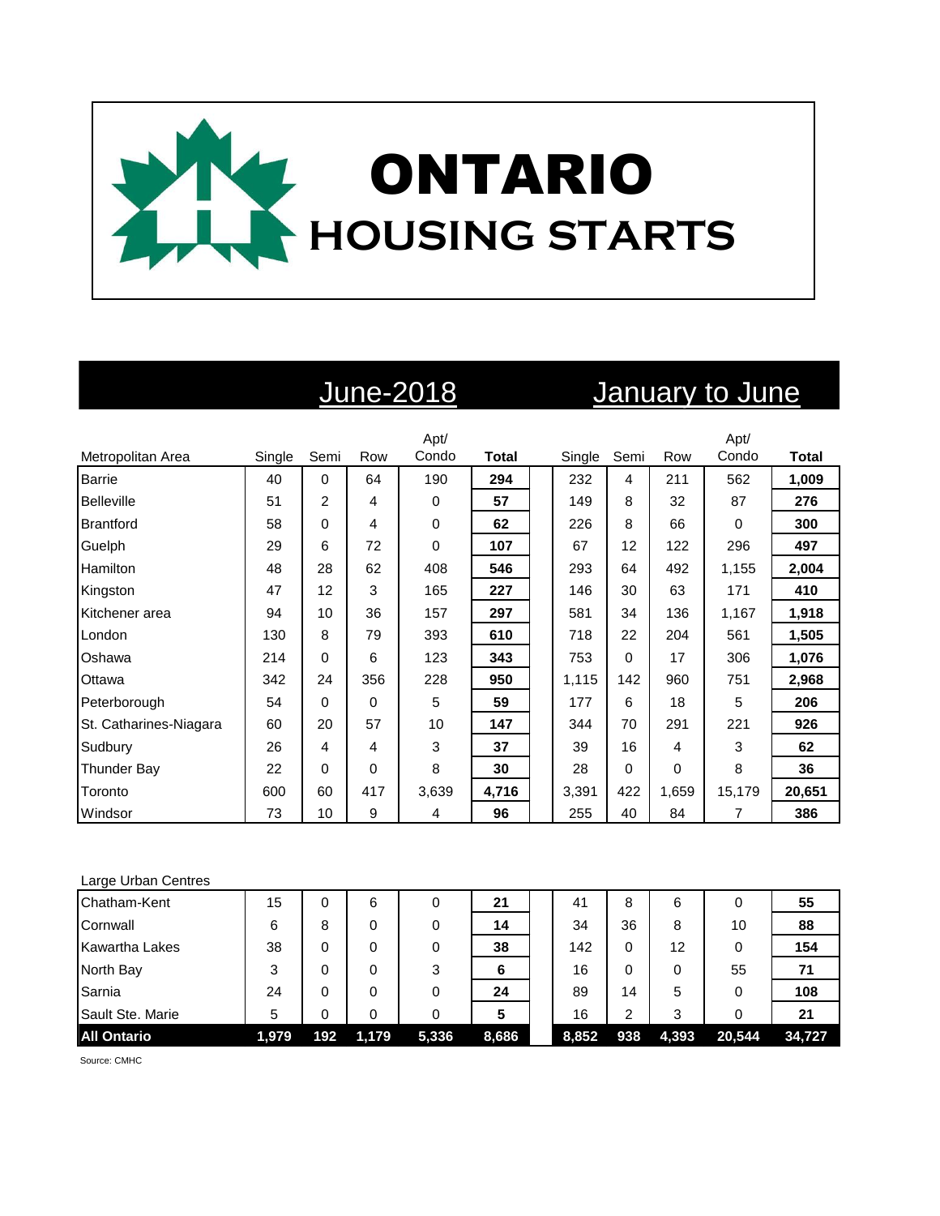# ONTARIO
## HOUSING STARTS

| Metropolitan Area | June-2018 Single | Semi | Row | Apt/ Condo | Total | January to June Single | Semi | Row | Apt/ Condo | Total |
|---|---|---|---|---|---|---|---|---|---|---|
| Barrie | 40 | 0 | 64 | 190 | **294** | 232 | 4 | 211 | 562 | **1,009** |
| Belleville | 51 | 2 | 4 | 0 | **57** | 149 | 8 | 32 | 87 | **276** |
| Brantford | 58 | 0 | 4 | 0 | **62** | 226 | 8 | 66 | 0 | **300** |
| Guelph | 29 | 6 | 72 | 0 | **107** | 67 | 12 | 122 | 296 | **497** |
| Hamilton | 48 | 28 | 62 | 408 | **546** | 293 | 64 | 492 | 1,155 | **2,004** |
| Kingston | 47 | 12 | 3 | 165 | **227** | 146 | 30 | 63 | 171 | **410** |
| Kitchener area | 94 | 10 | 36 | 157 | **297** | 581 | 34 | 136 | 1,167 | **1,918** |
| London | 130 | 8 | 79 | 393 | **610** | 718 | 22 | 204 | 561 | **1,505** |
| Oshawa | 214 | 0 | 6 | 123 | **343** | 753 | 0 | 17 | 306 | **1,076** |
| Ottawa | 342 | 24 | 356 | 228 | **950** | 1,115 | 142 | 960 | 751 | **2,968** |
| Peterborough | 54 | 0 | 0 | 5 | **59** | 177 | 6 | 18 | 5 | **206** |
| St. Catharines-Niagara | 60 | 20 | 57 | 10 | **147** | 344 | 70 | 291 | 221 | **926** |
| Sudbury | 26 | 4 | 4 | 3 | **37** | 39 | 16 | 4 | 3 | **62** |
| Thunder Bay | 22 | 0 | 0 | 8 | **30** | 28 | 0 | 0 | 8 | **36** |
| Toronto | 600 | 60 | 417 | 3,639 | **4,716** | 3,391 | 422 | 1,659 | 15,179 | **20,651** |
| Windsor | 73 | 10 | 9 | 4 | **96** | 255 | 40 | 84 | 7 | **386** |
| **Large Urban Centres** | | | | | | | | | | |
| Chatham-Kent | 15 | 0 | 6 | 0 | **21** | 41 | 8 | 6 | 0 | **55** |
| Cornwall | 6 | 8 | 0 | 0 | **14** | 34 | 36 | 8 | 10 | **88** |
| Kawartha Lakes | 38 | 0 | 0 | 0 | **38** | 142 | 0 | 12 | 0 | **154** |
| North Bay | 3 | 0 | 0 | 3 | **6** | 16 | 0 | 0 | 55 | **71** |
| Sarnia | 24 | 0 | 0 | 0 | **24** | 89 | 14 | 5 | 0 | **108** |
| Sault Ste. Marie | 5 | 0 | 0 | 0 | **5** | 16 | 2 | 3 | 0 | **21** |
| **All Ontario** | **1,979** | **192** | **1,179** | **5,336** | **8,686** | **8,852** | **938** | **4,393** | **20,544** | **34,727** |

Source: CMHC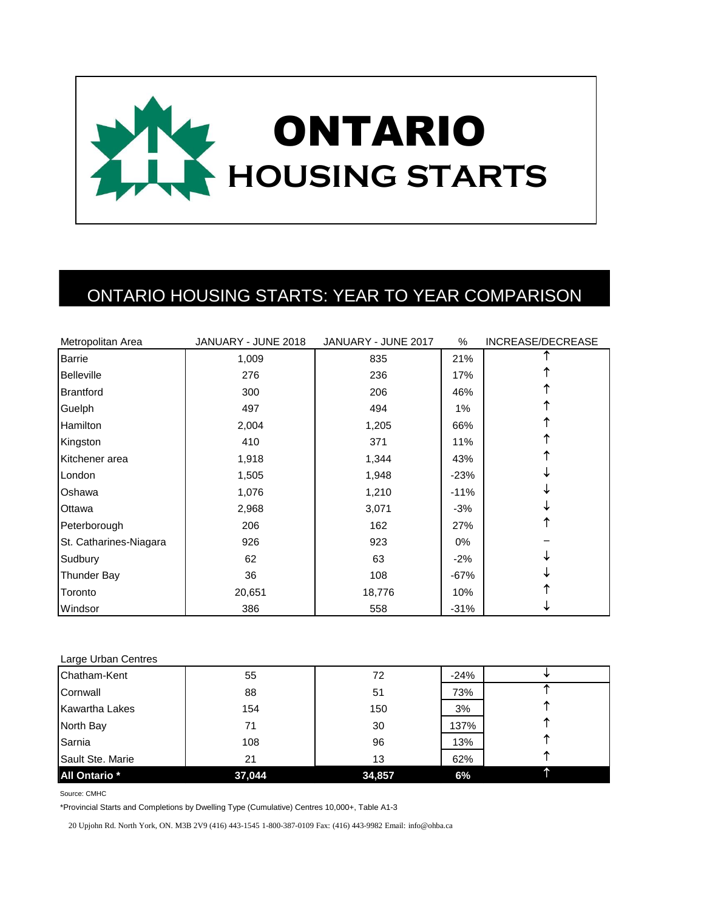# ONTARIO
## HOUSING STARTS

## ONTARIO HOUSING STARTS: YEAR TO YEAR COMPARISON

| Metropolitan Area | JANUARY - JUNE 2018 | JANUARY - JUNE 2017 | % | INCREASE/DECREASE |
|---|---|---|---|---|
| Barrie | 1,009 | 835 | 21% | ↑ |
| Belleville | 276 | 236 | 17% | ↑ |
| Brantford | 300 | 206 | 46% | ↑ |
| Guelph | 497 | 494 | 1% | ↑ |
| Hamilton | 2,004 | 1,205 | 66% | ↑ |
| Kingston | 410 | 371 | 11% | ↑ |
| Kitchener area | 1,918 | 1,344 | 43% | ↑ |
| London | 1,505 | 1,948 | -23% | ↓ |
| Oshawa | 1,076 | 1,210 | -11% | ↓ |
| Ottawa | 2,968 | 3,071 | -3% | ↓ |
| Peterborough | 206 | 162 | 27% | ↑ |
| St. Catharines-Niagara | 926 | 923 | 0% | – |
| Sudbury | 62 | 63 | -2% | ↓ |
| Thunder Bay | 36 | 108 | -67% | ↓ |
| Toronto | 20,651 | 18,776 | 10% | ↑ |
| Windsor | 386 | 558 | -31% | ↓ |

| Large Urban Centres | | | | |
|---|---|---|---|---|
| Chatham-Kent | 55 | 72 | -24% | ↓ |
| Cornwall | 88 | 51 | 73% | ↑ |
| Kawartha Lakes | 154 | 150 | 3% | ↑ |
| North Bay | 71 | 30 | 137% | ↑ |
| Sarnia | 108 | 96 | 13% | ↑ |
| Sault Ste. Marie | 21 | 13 | 62% | ↑ |
| **All Ontario *** | **37,044** | **34,857** | **6%** | ↑ |

Source: CMHC

*Provincial Starts and Completions by Dwelling Type (Cumulative) Centres 10,000+, Table A1-3

20 Upjohn Rd. North York, ON. M3B 2V9 (416) 443-1545 1-800-387-0109 Fax: (416) 443-9982 Email: info@ohba.ca